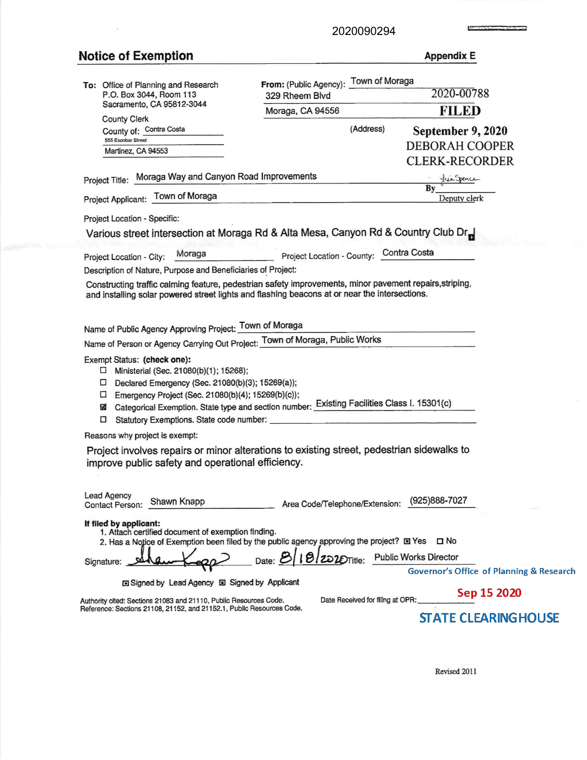2020090294

# Notice of Exemption

**Appendix E**

**To:** Office of Planning and Research
P.O. Box 3044, Room 113
Sacramento, CA 95812-3044

County Clerk
County of: Contra Costa
555 Escobar Street
Martinez, CA 94553

**From:** (Public Agency): Town of Moraga
329 Rheem Blvd
Moraga, CA 94556
(Address)

2020-00788
**FILED**
**September 9, 2020**
DEBORAH COOPER
CLERK-RECORDER
By [signature]
Deputy clerk

Project Title: Moraga Way and Canyon Road Improvements

Project Applicant: Town of Moraga

Project Location - Specific:

Various street intersection at Moraga Rd & Alta Mesa, Canyon Rd & Country Club Dr

Project Location - City: Moraga  Project Location - County: Contra Costa

Description of Nature, Purpose and Beneficiaries of Project:

Constructing traffic calming feature, pedestrian safety improvements, minor pavement repairs,striping, and installing solar powered street lights and flashing beacons at or near the intersections.

Name of Public Agency Approving Project: Town of Moraga

Name of Person or Agency Carrying Out Project: Town of Moraga, Public Works

Exempt Status: **(check one):**

- ☐ Ministerial (Sec. 21080(b)(1); 15268);
- ☐ Declared Emergency (Sec. 21080(b)(3); 15269(a));
- ☐ Emergency Project (Sec. 21080(b)(4); 15269(b)(c));
- ☒ Categorical Exemption. State type and section number: Existing Facilities Class I. 15301(c)
- ☐ Statutory Exemptions. State code number:

Reasons why project is exempt:

Project involves repairs or minor alterations to existing street, pedestrian sidewalks to improve public safety and operational efficiency.

Lead Agency Contact Person: Shawn Knapp  Area Code/Telephone/Extension: (925)888-7027

**If filed by applicant:**

1. Attach certified document of exemption finding.
2. Has a Notice of Exemption been filed by the public agency approving the project? ☒ Yes ☐ No

Signature: [signature]  Date: 8/18/2020  Title: Public Works Director

☒ Signed by Lead Agency ☒ Signed by Applicant

Authority cited: Sections 21083 and 21110, Public Resources Code.
Reference: Sections 21108, 21152, and 21152.1, Public Resources Code.

Date Received for filing at OPR: Sep 15 2020

Governor's Office of Planning & Research

**STATE CLEARINGHOUSE**

Revised 2011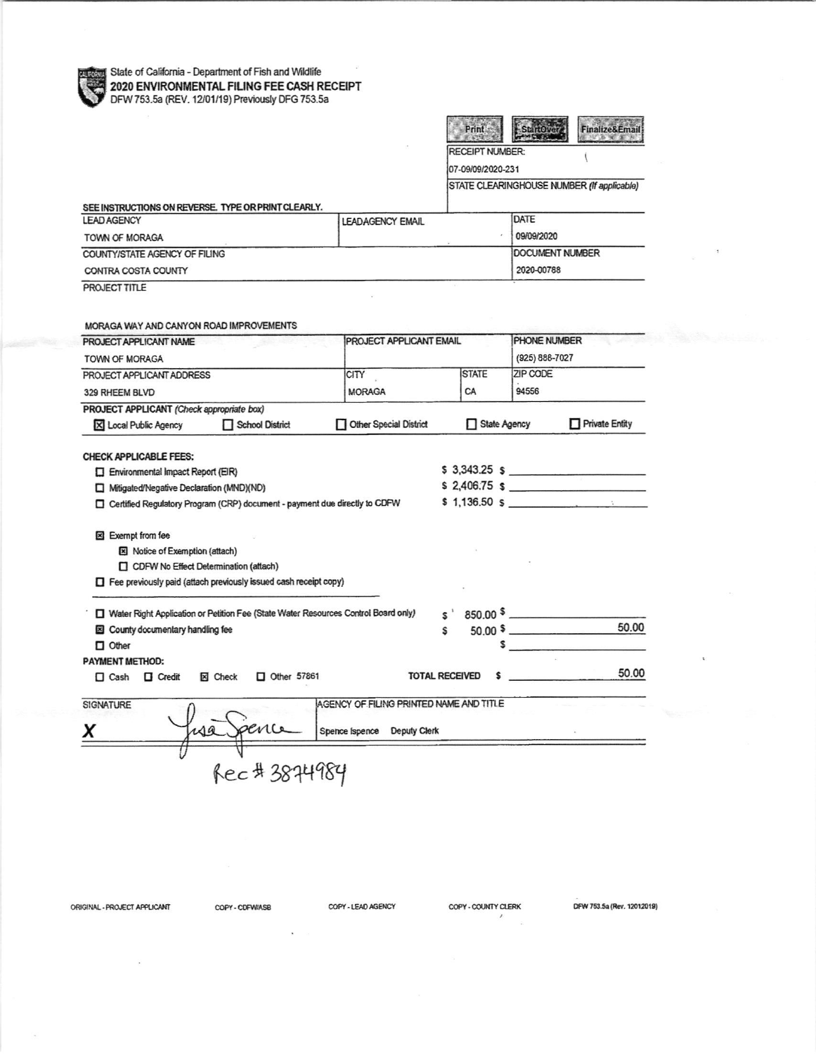State of California - Department of Fish and Wildlife

**2020 ENVIRONMENTAL FILING FEE CASH RECEIPT**

DFW 753.5a (REV. 12/01/19) Previously DFG 753.5a

Print | StartOver | Finalize&Email

RECEIPT NUMBER: 07-09/09/2020-231

STATE CLEARINGHOUSE NUMBER *(If applicable)*

SEE INSTRUCTIONS ON REVERSE. TYPE OR PRINT CLEARLY.

| LEAD AGENCY | LEAD AGENCY EMAIL | DATE |
|---|---|---|
| TOWN OF MORAGA | | 09/09/2020 |
| COUNTY/STATE AGENCY OF FILING | | DOCUMENT NUMBER |
| CONTRA COSTA COUNTY | | 2020-00788 |

PROJECT TITLE

MORAGA WAY AND CANYON ROAD IMPROVEMENTS

| PROJECT APPLICANT NAME | PROJECT APPLICANT EMAIL | | PHONE NUMBER |
|---|---|---|---|
| TOWN OF MORAGA | | | (925) 888-7027 |
| PROJECT APPLICANT ADDRESS | CITY | STATE | ZIP CODE |
| 329 RHEEM BLVD | MORAGA | CA | 94556 |

**PROJECT APPLICANT** *(Check appropriate box)*

☒ Local Public Agency ☐ School District ☐ Other Special District ☐ State Agency ☐ Private Entity

**CHECK APPLICABLE FEES:**

| | | |
|---|---|---|
| ☐ Environmental Impact Report (EIR) | $ 3,343.25 | $ |
| ☐ Mitigated/Negative Declaration (MND)(ND) | $ 2,406.75 | $ |
| ☐ Certified Regulatory Program (CRP) document - payment due directly to CDFW | $ 1,136.50 | $ |

☒ Exempt from fee

- ☒ Notice of Exemption (attach)
- ☐ CDFW No Effect Determination (attach)

☐ Fee previously paid (attach previously issued cash receipt copy)

| | | |
|---|---|---|
| ☐ Water Right Application or Petition Fee (State Water Resources Control Board only) | $ 850.00 | $ |
| ☒ County documentary handling fee | $ 50.00 | $ 50.00 |
| ☐ Other | | $ |

**PAYMENT METHOD:**

☐ Cash ☐ Credit ☒ Check ☐ Other 57861

**TOTAL RECEIVED** $ 50.00

| SIGNATURE | AGENCY OF FILING PRINTED NAME AND TITLE |
|---|---|
| X Lisa Spence | Spence Ispence Deputy Clerk |

Rec # 3874984

ORIGINAL - PROJECT APPLICANT COPY - CDFW/ASB COPY - LEAD AGENCY COPY - COUNTY CLERK DFW 753.5a (Rev. 12012019)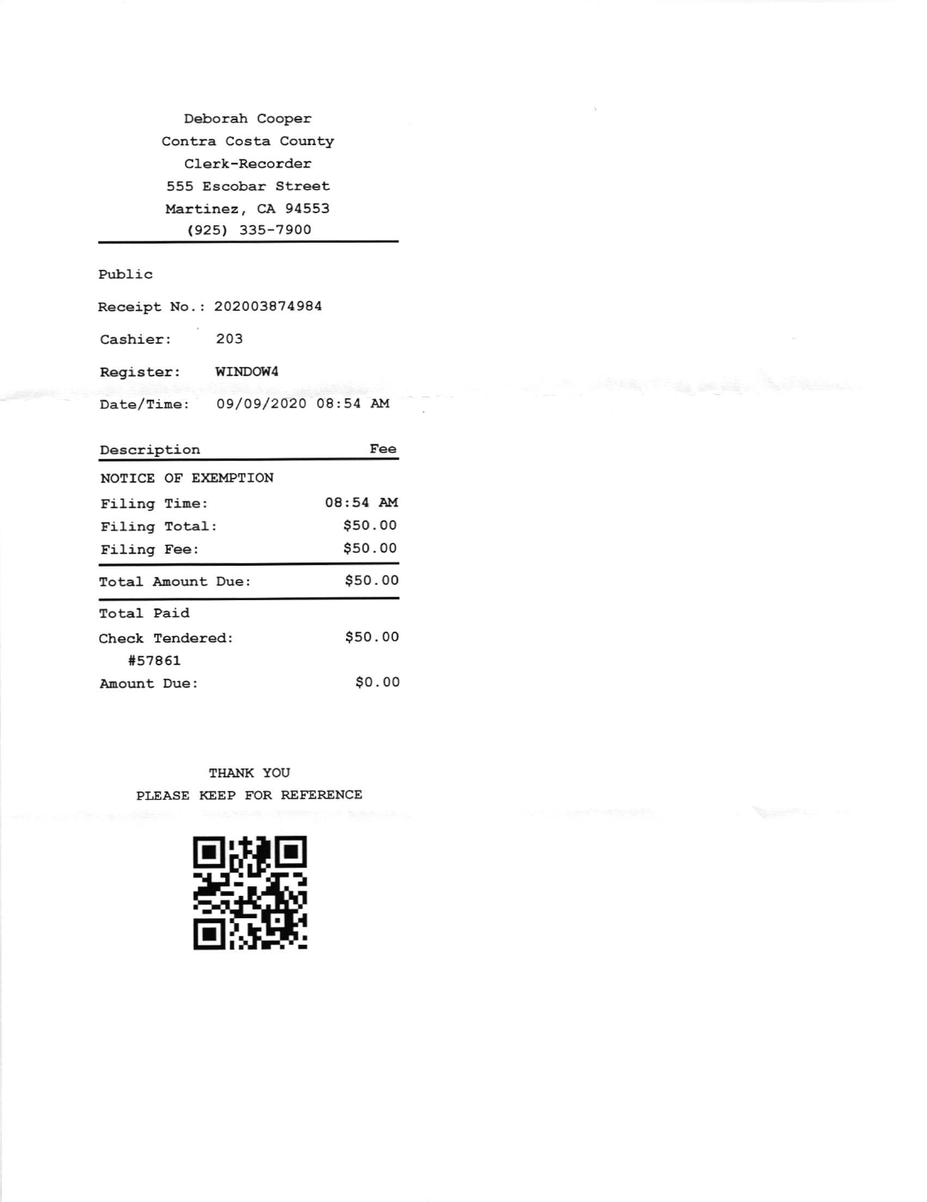Deborah Cooper
Contra Costa County
Clerk-Recorder
555 Escobar Street
Martinez, CA 94553
(925) 335-7900

Public

Receipt No.: 202003874984

Cashier: 203

Register: WINDOW4

Date/Time: 09/09/2020 08:54 AM

| Description | Fee |
|---|---|
| NOTICE OF EXEMPTION | |
| Filing Time: | 08:54 AM |
| Filing Total: | $50.00 |
| Filing Fee: | $50.00 |
| Total Amount Due: | $50.00 |
| Total Paid | |
| Check Tendered: #57861 | $50.00 |
| Amount Due: | $0.00 |

THANK YOU
PLEASE KEEP FOR REFERENCE